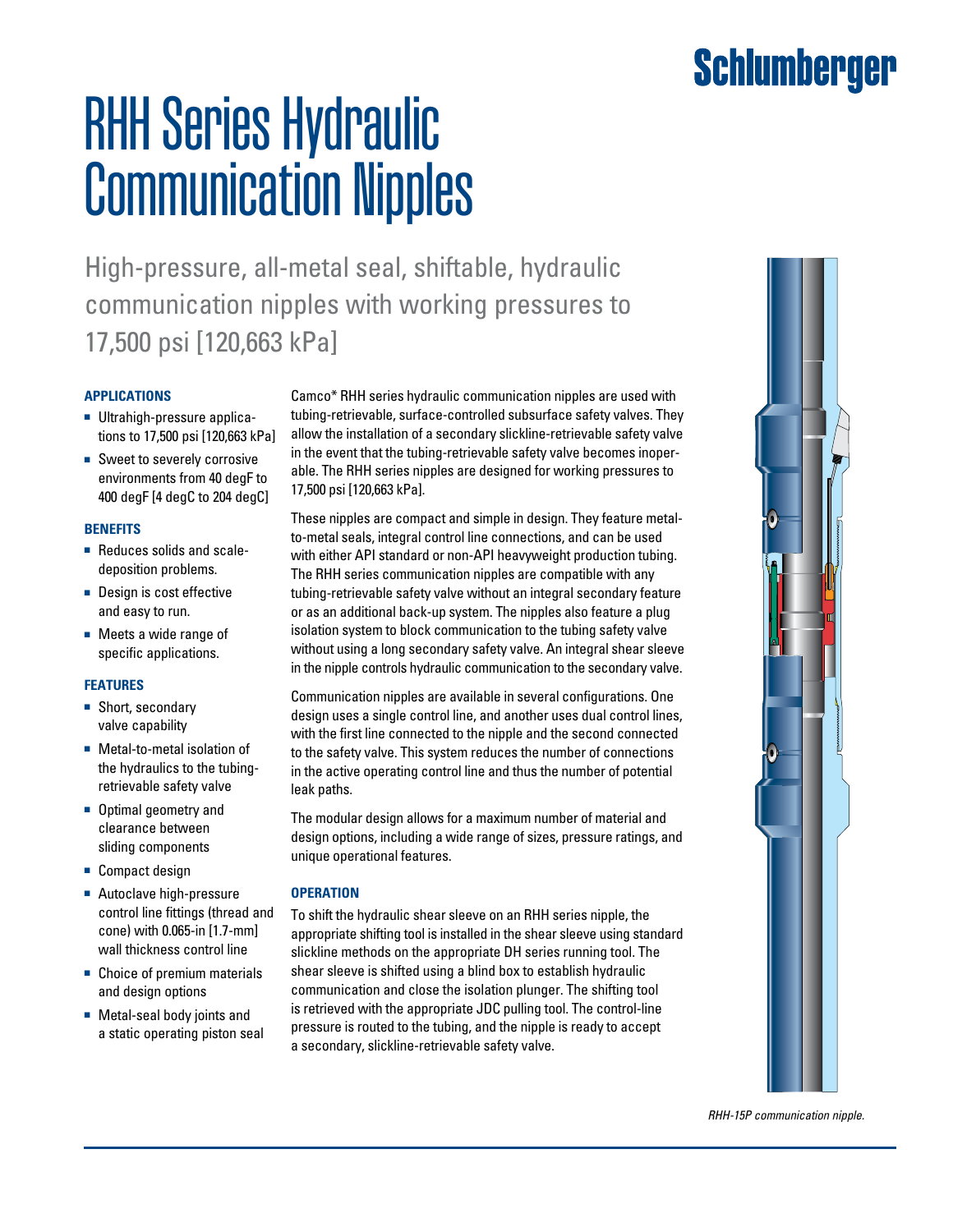Schlumberger

# RHH Series Hydraulic Communication Nipples

High-pressure, all-metal seal, shiftable, hydraulic communication nipples with working pressures to 17,500 psi [120,663 kPa]

### APPLICATIONS

- Ultrahigh-pressure applications to 17,500 psi [120,663 kPa]
- Sweet to severely corrosive environments from 40 degF to 400 degF [4 degC to 204 degC]

### BENEFITS

- Reduces solids and scale-deposition problems.
- Design is cost effective and easy to run.
- Meets a wide range of specific applications.

### FEATURES

- Short, secondary valve capability
- Metal-to-metal isolation of the hydraulics to the tubing-retrievable safety valve
- Optimal geometry and clearance between sliding components
- Compact design
- Autoclave high-pressure control line fittings (thread and cone) with 0.065-in [1.7-mm] wall thickness control line
- Choice of premium materials and design options
- Metal-seal body joints and a static operating piston seal

Camco* RHH series hydraulic communication nipples are used with tubing-retrievable, surface-controlled subsurface safety valves. They allow the installation of a secondary slickline-retrievable safety valve in the event that the tubing-retrievable safety valve becomes inoperable. The RHH series nipples are designed for working pressures to 17,500 psi [120,663 kPa].

These nipples are compact and simple in design. They feature metal-to-metal seals, integral control line connections, and can be used with either API standard or non-API heavyweight production tubing. The RHH series communication nipples are compatible with any tubing-retrievable safety valve without an integral secondary feature or as an additional back-up system. The nipples also feature a plug isolation system to block communication to the tubing safety valve without using a long secondary safety valve. An integral shear sleeve in the nipple controls hydraulic communication to the secondary valve.

Communication nipples are available in several configurations. One design uses a single control line, and another uses dual control lines, with the first line connected to the nipple and the second connected to the safety valve. This system reduces the number of connections in the active operating control line and thus the number of potential leak paths.

The modular design allows for a maximum number of material and design options, including a wide range of sizes, pressure ratings, and unique operational features.

### OPERATION

To shift the hydraulic shear sleeve on an RHH series nipple, the appropriate shifting tool is installed in the shear sleeve using standard slickline methods on the appropriate DH series running tool. The shear sleeve is shifted using a blind box to establish hydraulic communication and close the isolation plunger. The shifting tool is retrieved with the appropriate JDC pulling tool. The control-line pressure is routed to the tubing, and the nipple is ready to accept a secondary, slickline-retrievable safety valve.

*RHH-15P communication nipple.*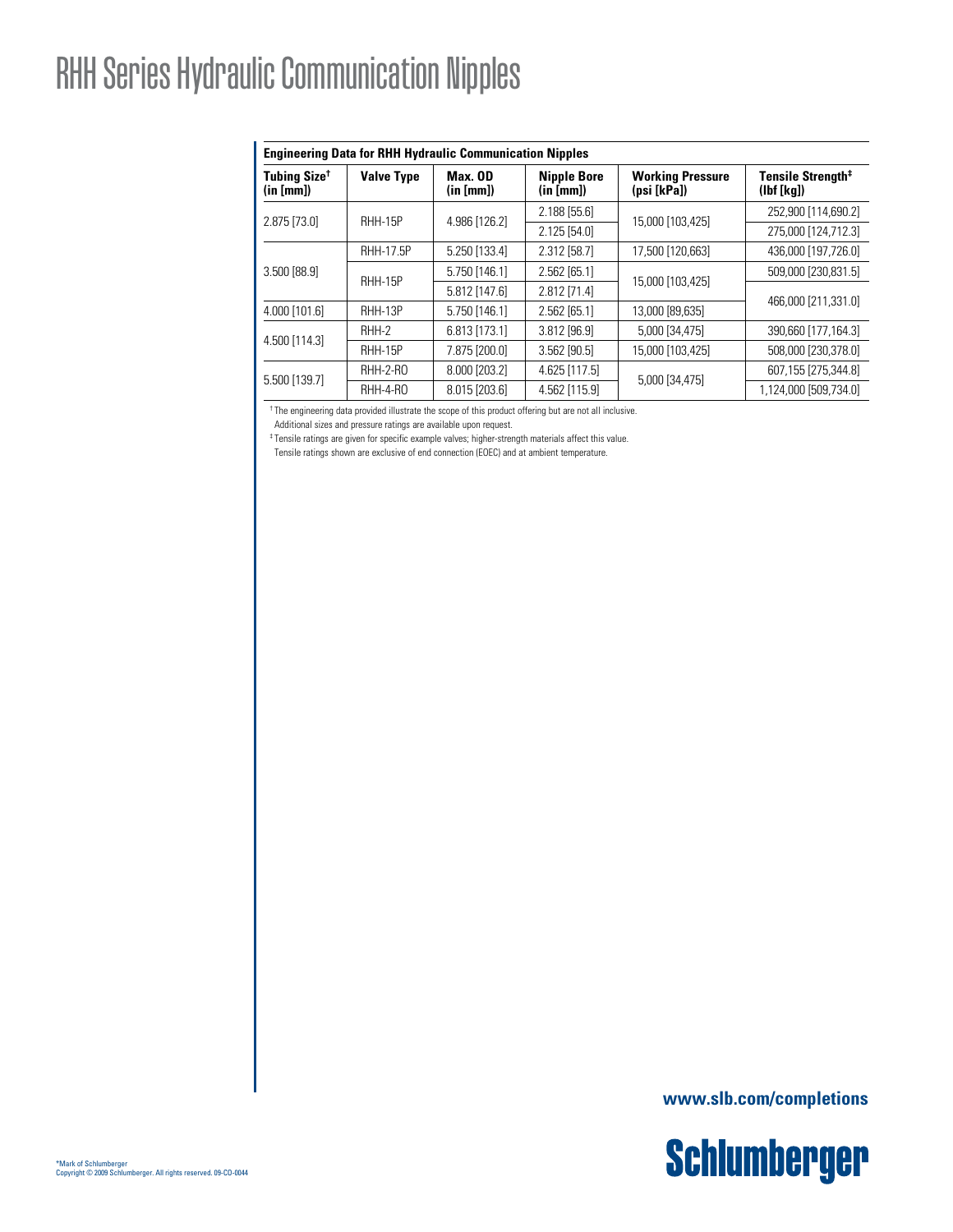# RHH Series Hydraulic Communication Nipples

**Engineering Data for RHH Hydraulic Communication Nipples**

| Tubing Size† (in [mm]) | Valve Type | Max. OD (in [mm]) | Nipple Bore (in [mm]) | Working Pressure (psi [kPa]) | Tensile Strength‡ (lbf [kg]) |
|---|---|---|---|---|---|
| 2.875 [73.0] | RHH-15P | 4.986 [126.2] | 2.188 [55.6] | 15,000 [103,425] | 252,900 [114,690.2] |
| | | | 2.125 [54.0] | | 275,000 [124,712.3] |
| 3.500 [88.9] | RHH-17.5P | 5.250 [133.4] | 2.312 [58.7] | 17,500 [120,663] | 436,000 [197,726.0] |
| | RHH-15P | 5.750 [146.1] | 2.562 [65.1] | 15,000 [103,425] | 509,000 [230,831.5] |
| | | 5.812 [147.6] | 2.812 [71.4] | | 466,000 [211,331.0] |
| 4.000 [101.6] | RHH-13P | 5.750 [146.1] | 2.562 [65.1] | 13,000 [89,635] | |
| 4.500 [114.3] | RHH-2 | 6.813 [173.1] | 3.812 [96.9] | 5,000 [34,475] | 390,660 [177,164.3] |
| | RHH-15P | 7.875 [200.0] | 3.562 [90.5] | 15,000 [103,425] | 508,000 [230,378.0] |
| 5.500 [139.7] | RHH-2-RO | 8.000 [203.2] | 4.625 [117.5] | 5,000 [34,475] | 607,155 [275,344.8] |
| | RHH-4-RO | 8.015 [203.6] | 4.562 [115.9] | | 1,124,000 [509,734.0] |

† The engineering data provided illustrate the scope of this product offering but are not all inclusive. Additional sizes and pressure ratings are available upon request.

‡ Tensile ratings are given for specific example valves; higher-strength materials affect this value. Tensile ratings shown are exclusive of end connection (EOEC) and at ambient temperature.

**www.slb.com/completions**

Schlumberger

*Mark of Schlumberger
Copyright © 2009 Schlumberger. All rights reserved. 09-CO-0044